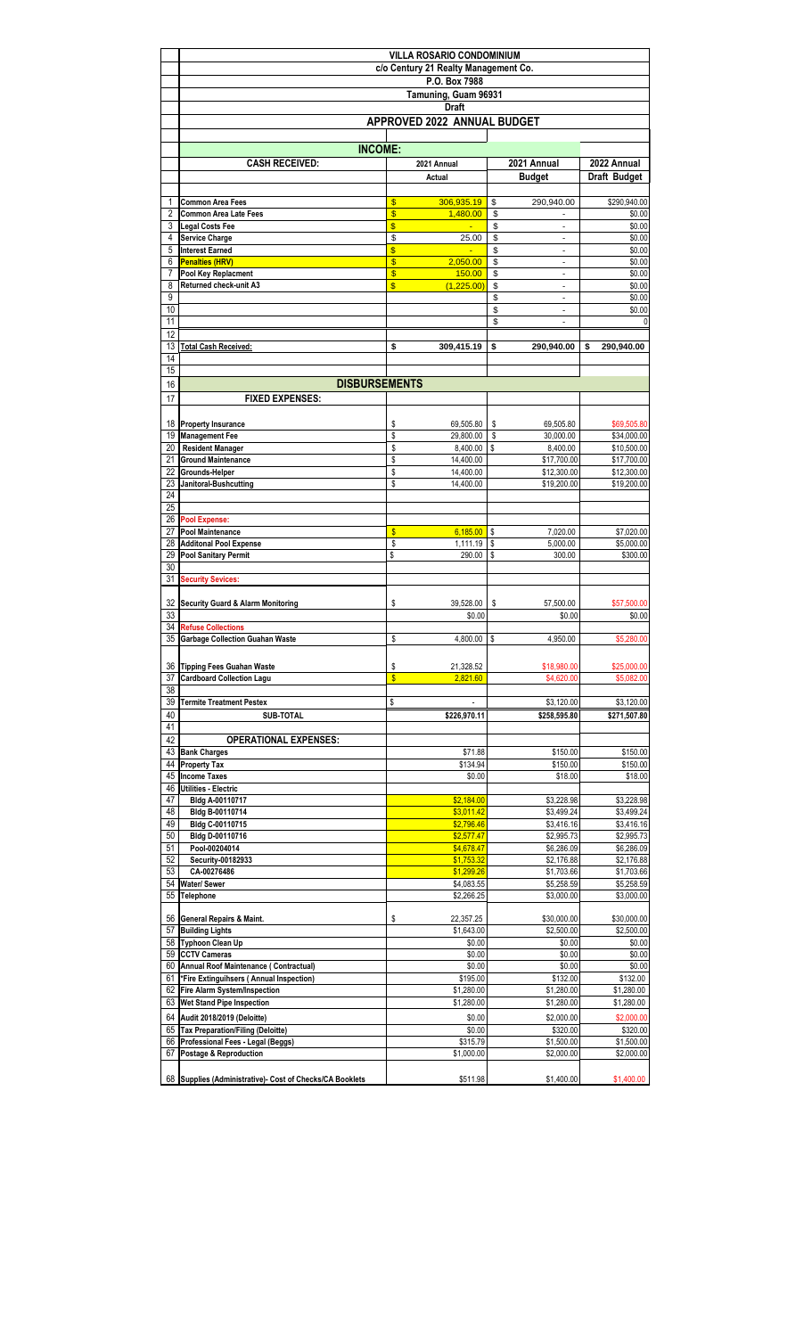# VILLA ROSARIO CONDOMINIUM

c/o Century 21 Realty Management Co.

P.O. Box 7988

Tamuning, Guam 96931

Draft

## APPROVED 2022 ANNUAL BUDGET

| | | | | |
|---|---|---|---|---|
| | **INCOME:** | | | |
| | **CASH RECEIVED:** | **2021 Annual Actual** | **2021 Annual Budget** | **2022 Annual Draft Budget** |
| 1 | **Common Area Fees** | $ 306,935.19 | $ 290,940.00 | $290,940.00 |
| 2 | **Common Area Late Fees** | $ 1,480.00 | $ - | $0.00 |
| 3 | **Legal Costs Fee** | $ - | $ - | $0.00 |
| 4 | **Service Charge** | $ 25.00 | $ - | $0.00 |
| 5 | **Interest Earned** | $ - | $ - | $0.00 |
| 6 | **Penalties (HRV)** | $ 2,050.00 | $ - | $0.00 |
| 7 | **Pool Key Replacment** | $ 150.00 | $ - | $0.00 |
| 8 | **Returned check-unit A3** | $ (1,225.00) | $ - | $0.00 |
| 9 | | | $ - | $0.00 |
| 10 | | | $ - | $0.00 |
| 11 | | | $ - | 0 |
| 12 | | | | |
| 13 | **Total Cash Received:** | **$ 309,415.19** | **$ 290,940.00** | **$ 290,940.00** |
| 14 | | | | |
| 15 | | | | |
| 16 | **DISBURSEMENTS** | | | |
| 17 | **FIXED EXPENSES:** | | | |
| 18 | **Property Insurance** | $ 69,505.80 | $ 69,505.80 | $69,505.80 |
| 19 | **Management Fee** | $ 29,800.00 | $ 30,000.00 | $34,000.00 |
| 20 | **Resident Manager** | $ 8,400.00 | $ 8,400.00 | $10,500.00 |
| 21 | **Ground Maintenance** | $ 14,400.00 | $17,700.00 | $17,700.00 |
| 22 | **Grounds-Helper** | $ 14,400.00 | $12,300.00 | $12,300.00 |
| 23 | **Janitoral-Bushcutting** | $ 14,400.00 | $19,200.00 | $19,200.00 |
| 24 | | | | |
| 25 | | | | |
| 26 | **Pool Expense:** | | | |
| 27 | **Pool Maintenance** | $ 6,185.00 | $ 7,020.00 | $7,020.00 |
| 28 | **Additonal Pool Expense** | $ 1,111.19 | $ 5,000.00 | $5,000.00 |
| 29 | **Pool Sanitary Permit** | $ 290.00 | $ 300.00 | $300.00 |
| 30 | | | | |
| 31 | **Security Sevices:** | | | |
| 32 | **Security Guard & Alarm Monitoring** | $ 39,528.00 | $ 57,500.00 | $57,500.00 |
| 33 | | $0.00 | $0.00 | $0.00 |
| 34 | **Refuse Collections** | | | |
| 35 | **Garbage Collection Guahan Waste** | $ 4,800.00 | $ 4,950.00 | $5,280.00 |
| 36 | **Tipping Fees Guahan Waste** | $ 21,328.52 | $18,980.00 | $25,000.00 |
| 37 | **Cardboard Collection Lagu** | $ 2,821.60 | $4,620.00 | $5,082.00 |
| 38 | | | | |
| 39 | **Termite Treatment Pestex** | $ - | $3,120.00 | $3,120.00 |
| 40 | **SUB-TOTAL** | $226,970.11 | $258,595.80 | $271,507.80 |
| 41 | | | | |
| 42 | **OPERATIONAL EXPENSES:** | | | |
| 43 | **Bank Charges** | $71.88 | $150.00 | $150.00 |
| 44 | **Property Tax** | $134.94 | $150.00 | $150.00 |
| 45 | **Income Taxes** | $0.00 | $18.00 | $18.00 |
| 46 | **Utilities - Electric** | | | |
| 47 | **Bldg A-00110717** | $2,184.00 | $3,228.98 | $3,228.98 |
| 48 | **Bldg B-00110714** | $3,011.42 | $3,499.24 | $3,499.24 |
| 49 | **Bldg C-00110715** | $2,796.46 | $3,416.16 | $3,416.16 |
| 50 | **Bldg D-00110716** | $2,577.47 | $2,995.73 | $2,995.73 |
| 51 | **Pool-00204014** | $4,678.47 | $6,286.09 | $6,286.09 |
| 52 | **Security-00182933** | $1,753.32 | $2,176.88 | $2,176.88 |
| 53 | **CA-00276486** | $1,299.26 | $1,703.66 | $1,703.66 |
| 54 | **Water/ Sewer** | $4,083.55 | $5,258.59 | $5,258.59 |
| 55 | **Telephone** | $2,266.25 | $3,000.00 | $3,000.00 |
| 56 | **General Repairs & Maint.** | $ 22,357.25 | $30,000.00 | $30,000.00 |
| 57 | **Building Lights** | $1,643.00 | $2,500.00 | $2,500.00 |
| 58 | **Typhoon Clean Up** | $0.00 | $0.00 | $0.00 |
| 59 | **CCTV Cameras** | $0.00 | $0.00 | $0.00 |
| 60 | **Annual Roof Maintenance ( Contractual)** | $0.00 | $0.00 | $0.00 |
| 61 | ***Fire Extinguihsers ( Annual Inspection)** | $195.00 | $132.00 | $132.00 |
| 62 | **Fire Alarm System/Inspection** | $1,280.00 | $1,280.00 | $1,280.00 |
| 63 | **Wet Stand Pipe Inspection** | $1,280.00 | $1,280.00 | $1,280.00 |
| 64 | **Audit 2018/2019 (Deloitte)** | $0.00 | $2,000.00 | $2,000.00 |
| 65 | **Tax Preparation/Filing (Deloitte)** | $0.00 | $320.00 | $320.00 |
| 66 | **Professional Fees - Legal (Beggs)** | $315.79 | $1,500.00 | $1,500.00 |
| 67 | **Postage & Reproduction** | $1,000.00 | $2,000.00 | $2,000.00 |
| 68 | **Supplies (Administrative)- Cost of Checks/CA Booklets** | $511.98 | $1,400.00 | $1,400.00 |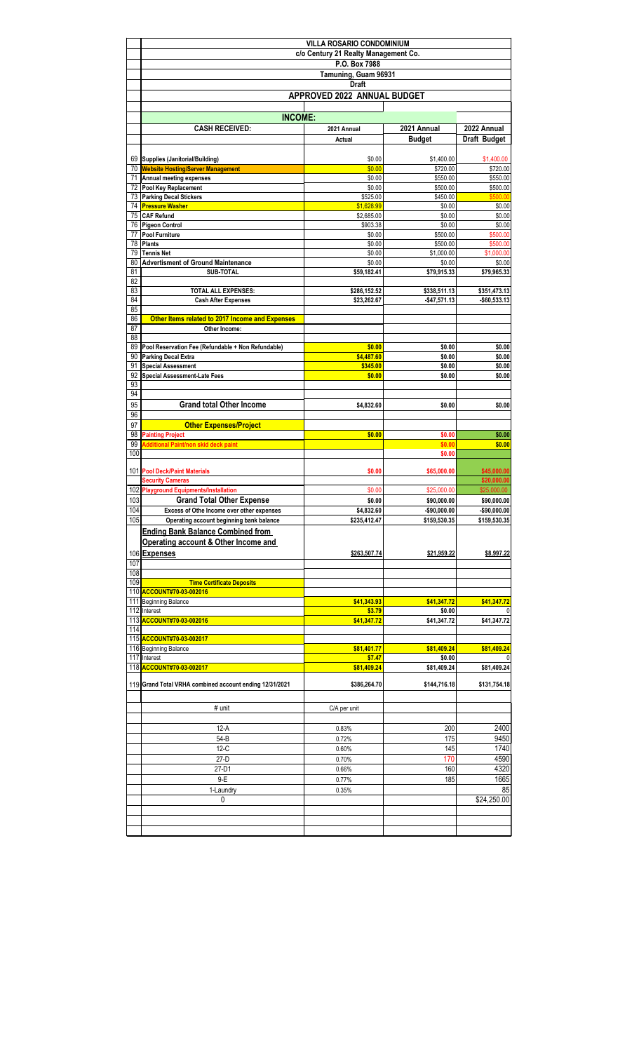# VILLA ROSARIO CONDOMINIUM

c/o Century 21 Realty Management Co.

P.O. Box 7988

Tamuning, Guam 96931

Draft

## APPROVED 2022 ANNUAL BUDGET

| | INCOME: | | | |
|---|---|---|---|---|
| | **CASH RECEIVED:** | 2021 Annual Actual | 2021 Annual Budget | 2022 Annual Draft Budget |
| 69 | Supplies (Janitorial/Building) | $0.00 | $1,400.00 | $1,400.00 |
| 70 | Website Hosting/Server Management | $0.00 | $720.00 | $720.00 |
| 71 | Annual meeting expenses | $0.00 | $550.00 | $550.00 |
| 72 | Pool Key Replacement | $0.00 | $500.00 | $500.00 |
| 73 | Parking Decal Stickers | $525.00 | $450.00 | $500.00 |
| 74 | Pressure Washer | $1,628.99 | $0.00 | $0.00 |
| 75 | CAF Refund | $2,685.00 | $0.00 | $0.00 |
| 76 | Pigeon Control | $903.38 | $0.00 | $0.00 |
| 77 | Pool Furniture | $0.00 | $500.00 | $500.00 |
| 78 | Plants | $0.00 | $500.00 | $500.00 |
| 79 | Tennis Net | $0.00 | $1,000.00 | $1,000.00 |
| 80 | Advertisment of Ground Maintenance | $0.00 | $0.00 | $0.00 |
| 81 | SUB-TOTAL | $59,182.41 | $79,915.33 | $79,965.33 |
| 82 | | | | |
| 83 | TOTAL ALL EXPENSES: | $286,152.52 | $338,511.13 | $351,473.13 |
| 84 | Cash After Expenses | $23,262.67 | -$47,571.13 | -$60,533.13 |
| 85 | | | | |
| 86 | Other Items related to 2017 Income and Expenses | | | |
| 87 | Other Income: | | | |
| 88 | | | | |
| 89 | Pool Reservation Fee (Refundable + Non Refundable) | $0.00 | $0.00 | $0.00 |
| 90 | Parking Decal Extra | $4,487.60 | $0.00 | $0.00 |
| 91 | Special Assessment | $345.00 | $0.00 | $0.00 |
| 92 | Special Assessment-Late Fees | $0.00 | $0.00 | $0.00 |
| 93 | | | | |
| 94 | | | | |
| 95 | Grand total Other Income | $4,832.60 | $0.00 | $0.00 |
| 96 | | | | |
| 97 | Other Expenses/Project | | | |
| 98 | Painting Project | $0.00 | $0.00 | $0.00 |
| 99 | Additional Paint/non skid deck paint | | $0.00 | $0.00 |
| 100 | | | $0.00 | |
| 101 | Pool Deck/Paint Materials | $0.00 | $65,000.00 | $45,000.00 |
| | Security Cameras | | | $20,000.00 |
| 102 | Playground Equipments/Installation | $0.00 | $25,000.00 | $25,000.00 |
| 103 | Grand Total Other Expense | $0.00 | $90,000.00 | $90,000.00 |
| 104 | Excess of Othe Income over other expenses | $4,832.60 | -$90,000.00 | -$90,000.00 |
| 105 | Operating account beginning bank balance | $235,412.47 | $159,530.35 | $159,530.35 |
| 106 | Ending Bank Balance Combined from Operating account & Other Income and Expenses | $263,507.74 | $21,959.22 | $8,997.22 |
| 107 | | | | |
| 108 | | | | |
| 109 | Time Certificate Deposits | | | |
| 110 | ACCOUNT#70-03-002016 | | | |
| 111 | Beginning Balance | $41,343.93 | $41,347.72 | $41,347.72 |
| 112 | Interest | $3.79 | $0.00 | 0 |
| 113 | ACCOUNT#70-03-002016 | $41,347.72 | $41,347.72 | $41,347.72 |
| 114 | | | | |
| 115 | ACCOUNT#70-03-002017 | | | |
| 116 | Beginning Balance | $81,401.77 | $81,409.24 | $81,409.24 |
| 117 | Interest | $7.47 | $0.00 | 0 |
| 118 | ACCOUNT#70-03-002017 | $81,409.24 | $81,409.24 | $81,409.24 |
| 119 | Grand Total VRHA combined account ending 12/31/2021 | $386,264.70 | $144,716.18 | $131,754.18 |
| | | | | |
| | # unit | C/A per unit | | |
| | 12-A | 0.83% | 200 | 2400 |
| | 54-B | 0.72% | 175 | 9450 |
| | 12-C | 0.60% | 145 | 1740 |
| | 27-D | 0.70% | 170 | 4590 |
| | 27-D1 | 0.66% | 160 | 4320 |
| | 9-E | 0.77% | 185 | 1665 |
| | 1-Laundry | 0.35% | | 85 |
| | 0 | | | $24,250.00 |